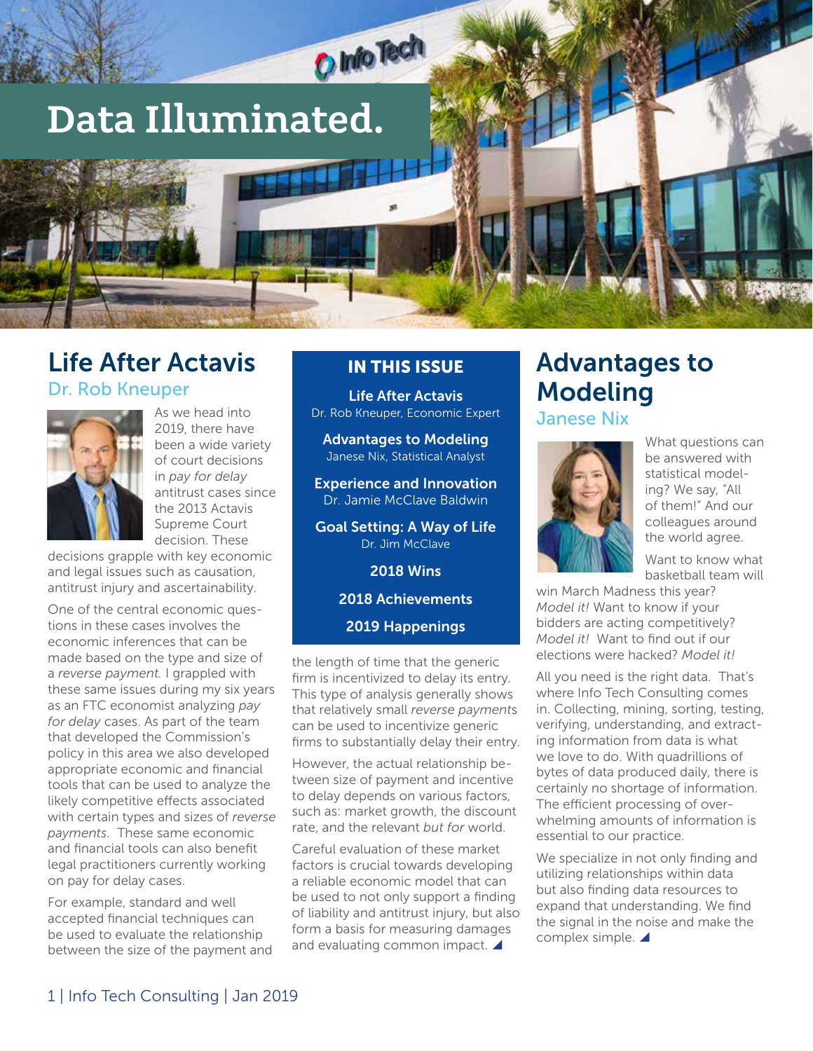# Data Illuminated.

## IN THIS ISSUE

**Life After Actavis**
Dr. Rob Kneuper, Economic Expert

**Advantages to Modeling**
Janese Nix, Statistical Analyst

**Experience and Innovation**
Dr. Jamie McClave Baldwin

**Goal Setting: A Way of Life**
Dr. Jim McClave

**2018 Wins**

**2018 Achievements**

**2019 Happenings**

## Life After Actavis

### Dr. Rob Kneuper

As we head into 2019, there have been a wide variety of court decisions in *pay for delay* antitrust cases since the 2013 Actavis Supreme Court decision. These decisions grapple with key economic and legal issues such as causation, antitrust injury and ascertainability.

One of the central economic questions in these cases involves the economic inferences that can be made based on the type and size of a *reverse payment.* I grappled with these same issues during my six years as an FTC economist analyzing *pay for delay* cases. As part of the team that developed the Commission's policy in this area we also developed appropriate economic and financial tools that can be used to analyze the likely competitive effects associated with certain types and sizes of *reverse payments*. These same economic and financial tools can also benefit legal practitioners currently working on pay for delay cases.

For example, standard and well accepted financial techniques can be used to evaluate the relationship between the size of the payment and the length of time that the generic firm is incentivized to delay its entry. This type of analysis generally shows that relatively small *reverse payments* can be used to incentivize generic firms to substantially delay their entry.

However, the actual relationship between size of payment and incentive to delay depends on various factors, such as: market growth, the discount rate, and the relevant *but for* world.

Careful evaluation of these market factors is crucial towards developing a reliable economic model that can be used to not only support a finding of liability and antitrust injury, but also form a basis for measuring damages and evaluating common impact. ◢

## Advantages to Modeling

### Janese Nix

What questions can be answered with statistical modeling? We say, "All of them!" And our colleagues around the world agree.

Want to know what basketball team will win March Madness this year? *Model it!* Want to know if your bidders are acting competitively? *Model it!* Want to find out if our elections were hacked? *Model it!*

All you need is the right data. That's where Info Tech Consulting comes in. Collecting, mining, sorting, testing, verifying, understanding, and extracting information from data is what we love to do. With quadrillions of bytes of data produced daily, there is certainly no shortage of information. The efficient processing of overwhelming amounts of information is essential to our practice.

We specialize in not only finding and utilizing relationships within data but also finding data resources to expand that understanding. We find the signal in the noise and make the complex simple. ◢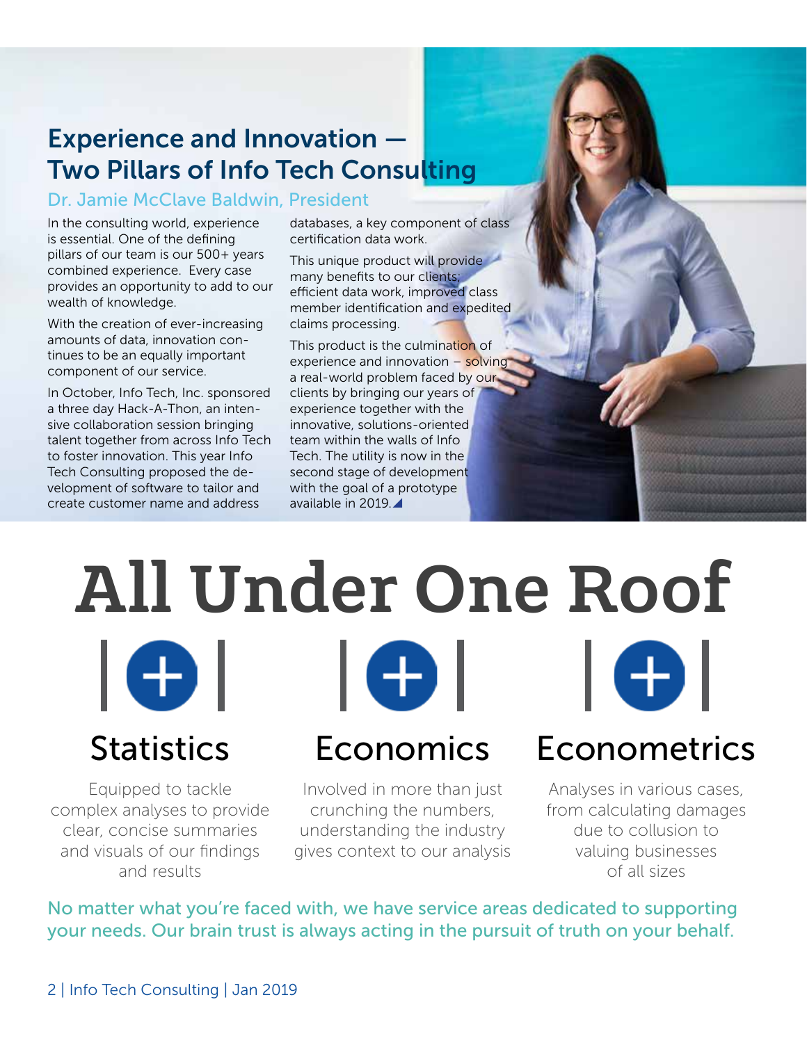## Experience and Innovation — Two Pillars of Info Tech Consulting

### Dr. Jamie McClave Baldwin, President

In the consulting world, experience is essential. One of the defining pillars of our team is our 500+ years combined experience. Every case provides an opportunity to add to our wealth of knowledge.

With the creation of ever-increasing amounts of data, innovation continues to be an equally important component of our service.

In October, Info Tech, Inc. sponsored a three day Hack-A-Thon, an intensive collaboration session bringing talent together from across Info Tech to foster innovation. This year Info Tech Consulting proposed the development of software to tailor and create customer name and address databases, a key component of class certification data work.

This unique product will provide many benefits to our clients; efficient data work, improved class member identification and expedited claims processing.

This product is the culmination of experience and innovation – solving a real-world problem faced by our clients by bringing our years of experience together with the innovative, solutions-oriented team within the walls of Info Tech. The utility is now in the second stage of development with the goal of a prototype available in 2019.

# All Under One Roof

### Statistics

Equipped to tackle complex analyses to provide clear, concise summaries and visuals of our findings and results

### Economics

Involved in more than just crunching the numbers, understanding the industry gives context to our analysis

### Econometrics

Analyses in various cases, from calculating damages due to collusion to valuing businesses of all sizes

No matter what you're faced with, we have service areas dedicated to supporting your needs. Our brain trust is always acting in the pursuit of truth on your behalf.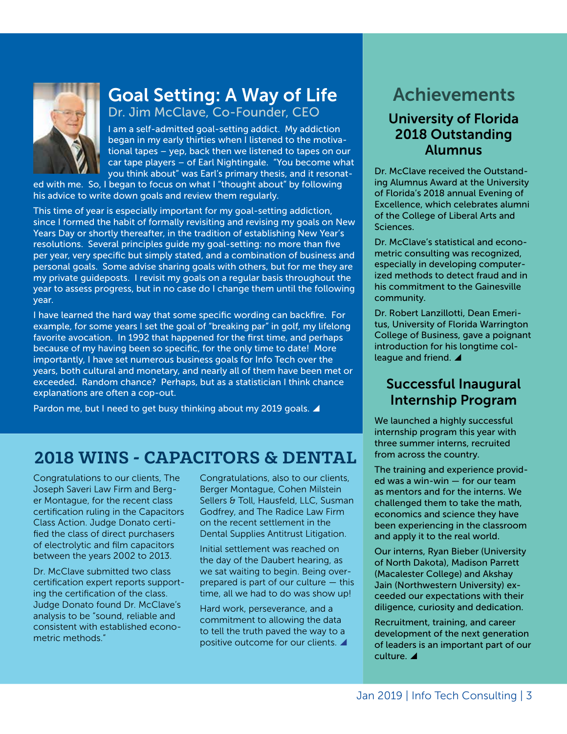## Goal Setting: A Way of Life

Dr. Jim McClave, Co-Founder, CEO

I am a self-admitted goal-setting addict. My addiction began in my early thirties when I listened to the motivational tapes – yep, back then we listened to tapes on our car tape players – of Earl Nightingale. "You become what you think about" was Earl's primary thesis, and it resonated with me. So, I began to focus on what I "thought about" by following his advice to write down goals and review them regularly.

This time of year is especially important for my goal-setting addiction, since I formed the habit of formally revisiting and revising my goals on New Years Day or shortly thereafter, in the tradition of establishing New Year's resolutions. Several principles guide my goal-setting: no more than five per year, very specific but simply stated, and a combination of business and personal goals. Some advise sharing goals with others, but for me they are my private guideposts. I revisit my goals on a regular basis throughout the year to assess progress, but in no case do I change them until the following year.

I have learned the hard way that some specific wording can backfire. For example, for some years I set the goal of "breaking par" in golf, my lifelong favorite avocation. In 1992 that happened for the first time, and perhaps because of my having been so specific, for the only time to date! More importantly, I have set numerous business goals for Info Tech over the years, both cultural and monetary, and nearly all of them have been met or exceeded. Random chance? Perhaps, but as a statistician I think chance explanations are often a cop-out.

Pardon me, but I need to get busy thinking about my 2019 goals. ◢

## 2018 WINS - CAPACITORS & DENTAL

Congratulations to our clients, The Joseph Saveri Law Firm and Berger Montague, for the recent class certification ruling in the Capacitors Class Action. Judge Donato certified the class of direct purchasers of electrolytic and film capacitors between the years 2002 to 2013.

Dr. McClave submitted two class certification expert reports supporting the certification of the class. Judge Donato found Dr. McClave's analysis to be "sound, reliable and consistent with established econometric methods."

Congratulations, also to our clients, Berger Montague, Cohen Milstein Sellers & Toll, Hausfeld, LLC, Susman Godfrey, and The Radice Law Firm on the recent settlement in the Dental Supplies Antitrust Litigation.

Initial settlement was reached on the day of the Daubert hearing, as we sat waiting to begin. Being over-prepared is part of our culture — this time, all we had to do was show up!

Hard work, perseverance, and a commitment to allowing the data to tell the truth paved the way to a positive outcome for our clients. ◢

## Achievements

### University of Florida 2018 Outstanding Alumnus

Dr. McClave received the Outstanding Alumnus Award at the University of Florida's 2018 annual Evening of Excellence, which celebrates alumni of the College of Liberal Arts and Sciences.

Dr. McClave's statistical and econometric consulting was recognized, especially in developing computerized methods to detect fraud and in his commitment to the Gainesville community.

Dr. Robert Lanzillotti, Dean Emeritus, University of Florida Warrington College of Business, gave a poignant introduction for his longtime colleague and friend. ◢

### Successful Inaugural Internship Program

We launched a highly successful internship program this year with three summer interns, recruited from across the country.

The training and experience provided was a win-win — for our team as mentors and for the interns. We challenged them to take the math, economics and science they have been experiencing in the classroom and apply it to the real world.

Our interns, Ryan Bieber (University of North Dakota), Madison Parrett (Macalester College) and Akshay Jain (Northwestern University) exceeded our expectations with their diligence, curiosity and dedication.

Recruitment, training, and career development of the next generation of leaders is an important part of our culture. ◢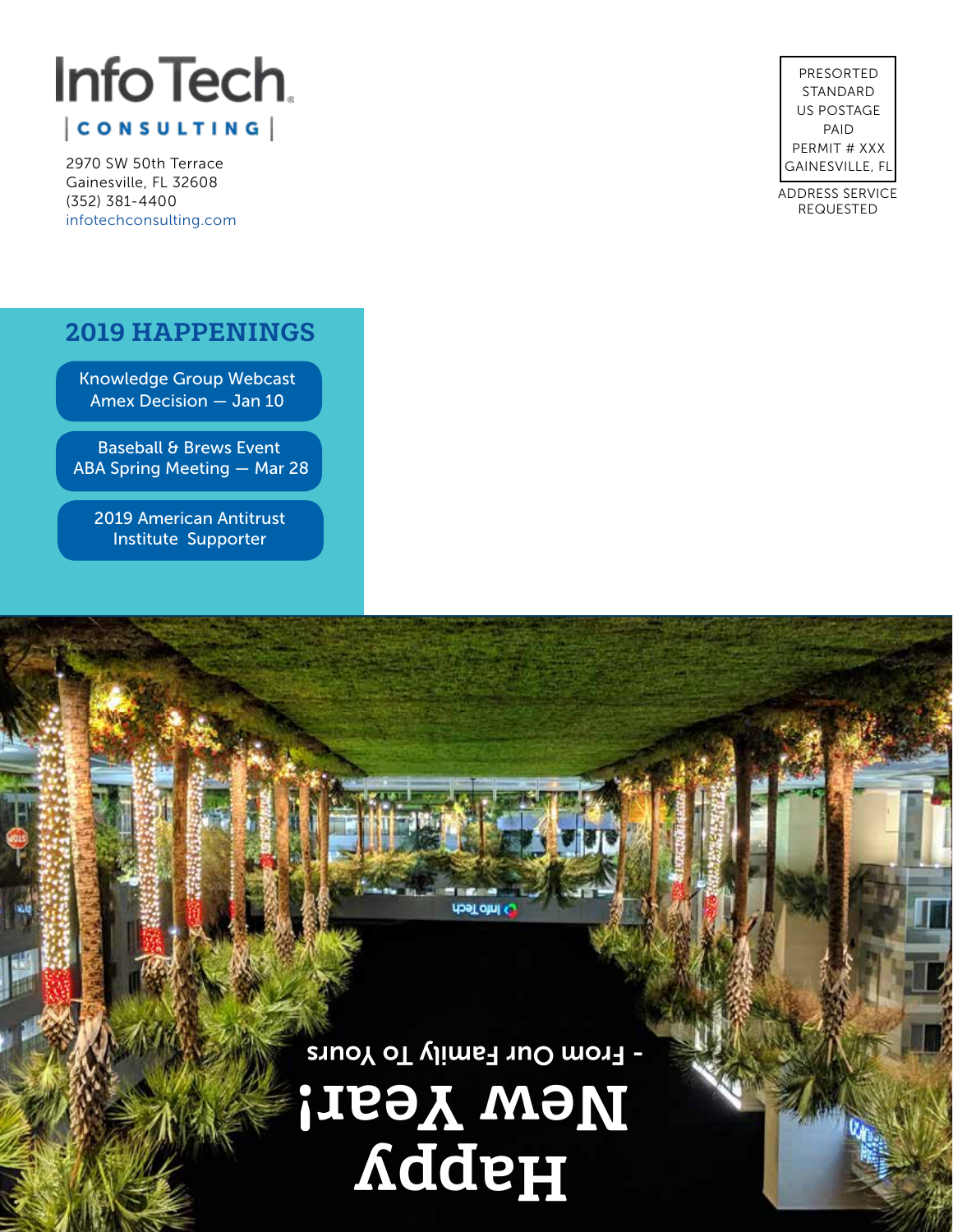Info Tech
CONSULTING

2970 SW 50th Terrace
Gainesville, FL 32608
(352) 381-4400
infotechconsulting.com

PRESORTED
STANDARD
US POSTAGE
PAID
PERMIT # XXX
GAINESVILLE, FL

ADDRESS SERVICE
REQUESTED

## 2019 HAPPENINGS

- Knowledge Group Webcast Amex Decision — Jan 10
- Baseball & Brews Event ABA Spring Meeting — Mar 28
- 2019 American Antitrust Institute Supporter

# Happy New Year!

- From Our Family To Yours